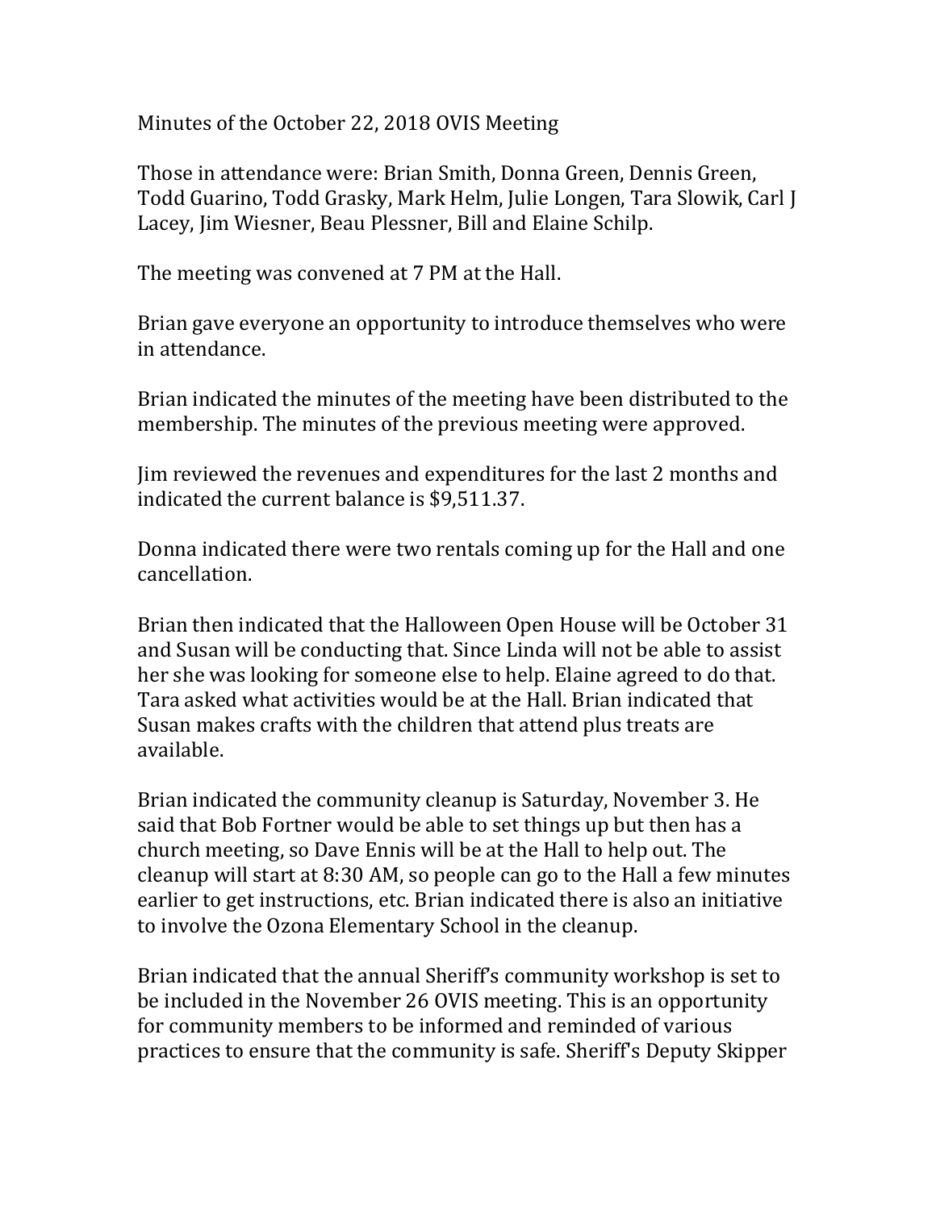Minutes of the October 22, 2018 OVIS Meeting

Those in attendance were: Brian Smith, Donna Green, Dennis Green, Todd Guarino, Todd Grasky, Mark Helm, Julie Longen, Tara Slowik, Carl J Lacey, Jim Wiesner, Beau Plessner, Bill and Elaine Schilp.

The meeting was convened at 7 PM at the Hall.

Brian gave everyone an opportunity to introduce themselves who were in attendance.

Brian indicated the minutes of the meeting have been distributed to the membership. The minutes of the previous meeting were approved.

Jim reviewed the revenues and expenditures for the last 2 months and indicated the current balance is $9,511.37.

Donna indicated there were two rentals coming up for the Hall and one cancellation.

Brian then indicated that the Halloween Open House will be October 31 and Susan will be conducting that. Since Linda will not be able to assist her she was looking for someone else to help. Elaine agreed to do that. Tara asked what activities would be at the Hall. Brian indicated that Susan makes crafts with the children that attend plus treats are available.

Brian indicated the community cleanup is Saturday, November 3. He said that Bob Fortner would be able to set things up but then has a church meeting, so Dave Ennis will be at the Hall to help out. The cleanup will start at 8:30 AM, so people can go to the Hall a few minutes earlier to get instructions, etc. Brian indicated there is also an initiative to involve the Ozona Elementary School in the cleanup.

Brian indicated that the annual Sheriff's community workshop is set to be included in the November 26 OVIS meeting. This is an opportunity for community members to be informed and reminded of various practices to ensure that the community is safe. Sheriff's Deputy Skipper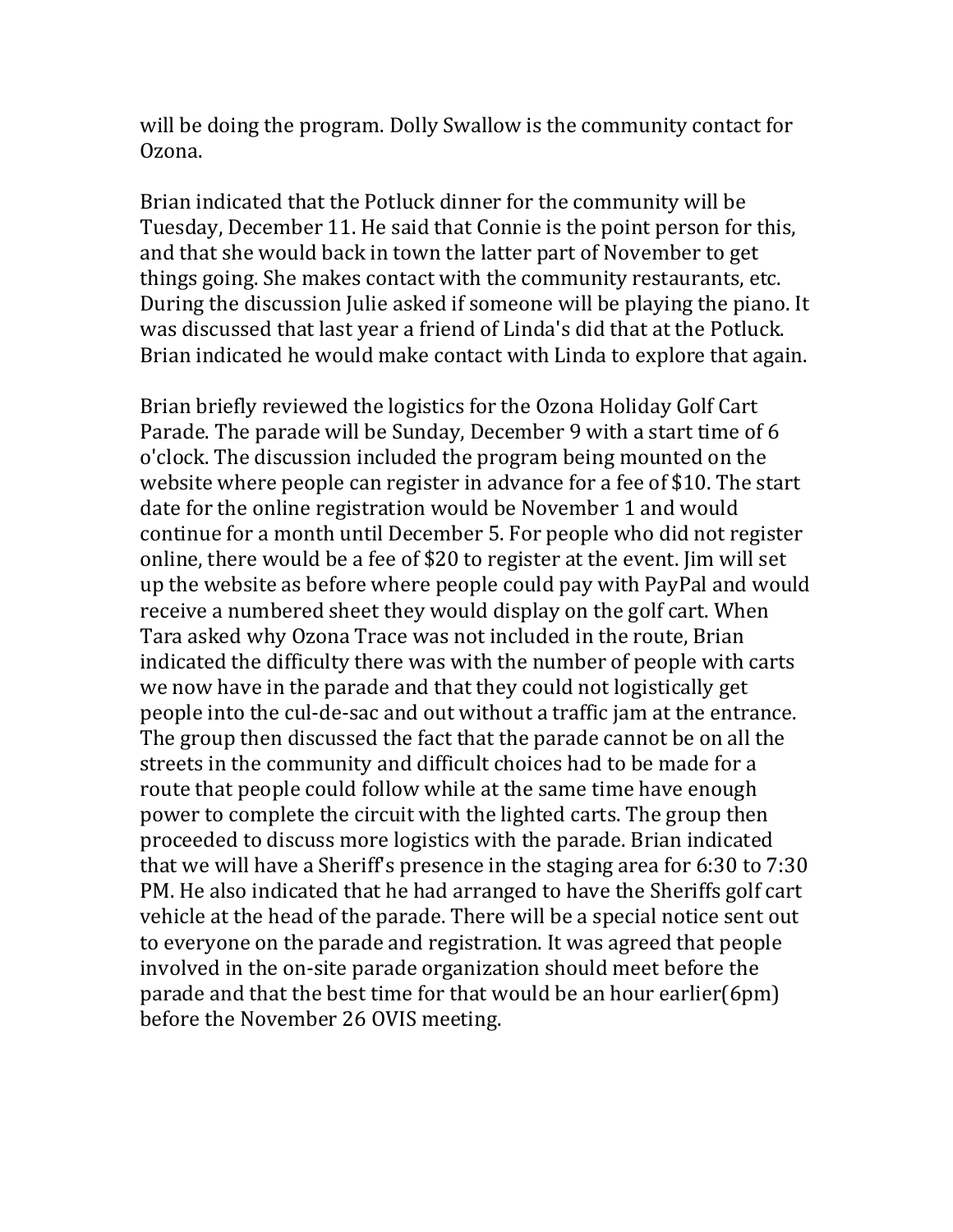will be doing the program. Dolly Swallow is the community contact for Ozona.

Brian indicated that the Potluck dinner for the community will be Tuesday, December 11. He said that Connie is the point person for this, and that she would back in town the latter part of November to get things going. She makes contact with the community restaurants, etc. During the discussion Julie asked if someone will be playing the piano. It was discussed that last year a friend of Linda's did that at the Potluck. Brian indicated he would make contact with Linda to explore that again.

Brian briefly reviewed the logistics for the Ozona Holiday Golf Cart Parade. The parade will be Sunday, December 9 with a start time of 6 o'clock. The discussion included the program being mounted on the website where people can register in advance for a fee of $10. The start date for the online registration would be November 1 and would continue for a month until December 5. For people who did not register online, there would be a fee of $20 to register at the event. Jim will set up the website as before where people could pay with PayPal and would receive a numbered sheet they would display on the golf cart. When Tara asked why Ozona Trace was not included in the route, Brian indicated the difficulty there was with the number of people with carts we now have in the parade and that they could not logistically get people into the cul-de-sac and out without a traffic jam at the entrance. The group then discussed the fact that the parade cannot be on all the streets in the community and difficult choices had to be made for a route that people could follow while at the same time have enough power to complete the circuit with the lighted carts. The group then proceeded to discuss more logistics with the parade. Brian indicated that we will have a Sheriff's presence in the staging area for 6:30 to 7:30 PM. He also indicated that he had arranged to have the Sheriffs golf cart vehicle at the head of the parade. There will be a special notice sent out to everyone on the parade and registration. It was agreed that people involved in the on-site parade organization should meet before the parade and that the best time for that would be an hour earlier(6pm) before the November 26 OVIS meeting.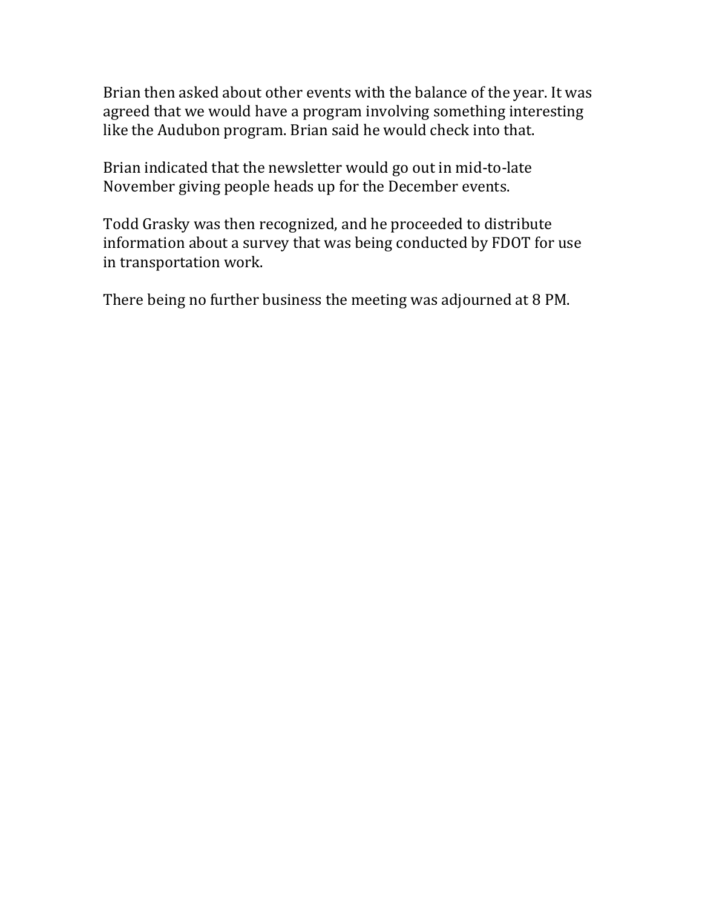Brian then asked about other events with the balance of the year. It was agreed that we would have a program involving something interesting like the Audubon program. Brian said he would check into that.

Brian indicated that the newsletter would go out in mid-to-late November giving people heads up for the December events.

Todd Grasky was then recognized, and he proceeded to distribute information about a survey that was being conducted by FDOT for use in transportation work.

There being no further business the meeting was adjourned at 8 PM.